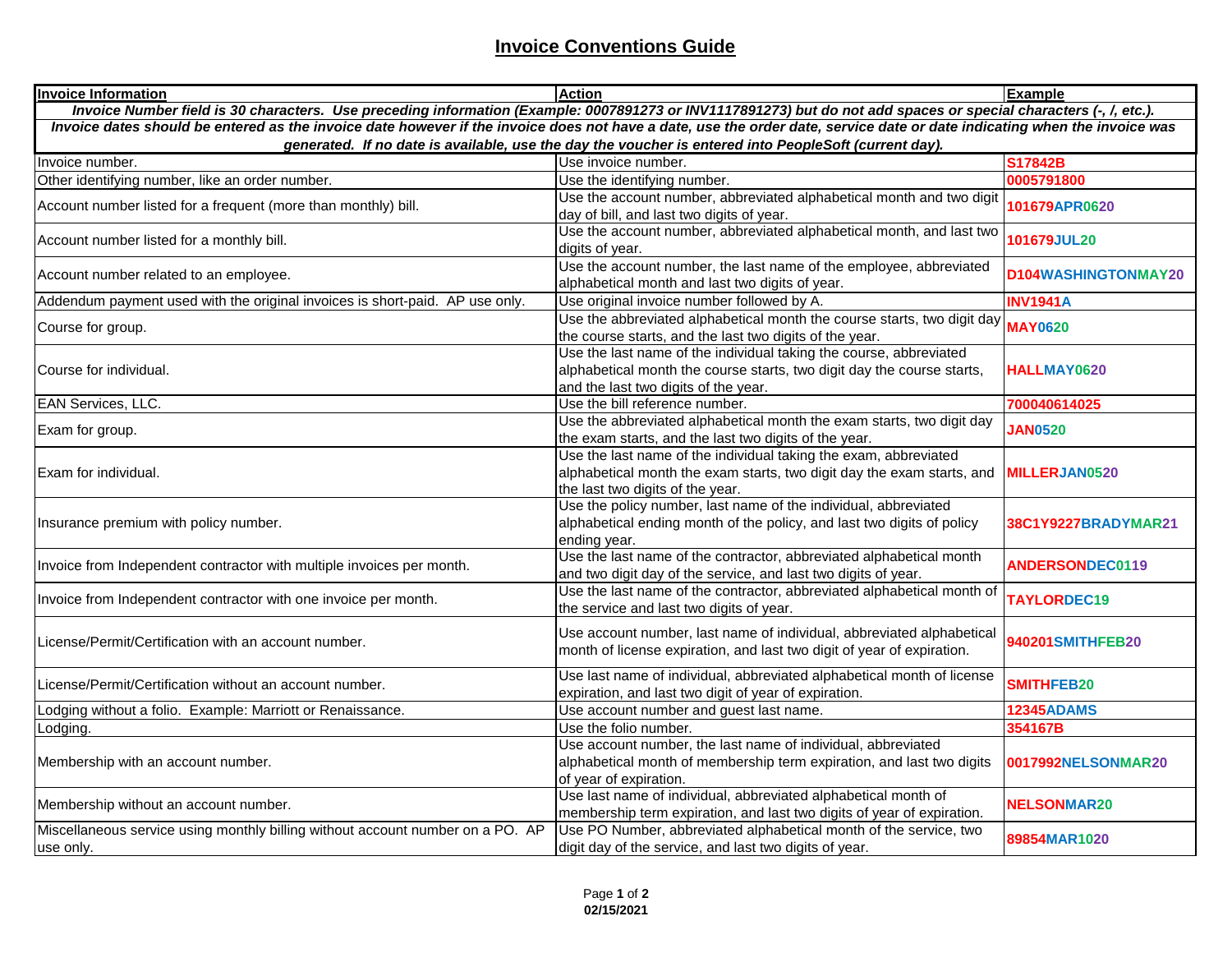# Invoice Conventions Guide

| Invoice Information | Action | Example |
|---|---|---|
| *Invoice Number field is 30 characters. Use preceding information (Example: 0007891273 or INV1117891273) but do not add spaces or special characters (-, /, etc.).* | | |
| *Invoice dates should be entered as the invoice date however if the invoice does not have a date, use the order date, service date or date indicating when the invoice was generated. If no date is available, use the day the voucher is entered into PeopleSoft (current day).* | | |
| Invoice number. | Use invoice number. | **S17842B** |
| Other identifying number, like an order number. | Use the identifying number. | **0005791800** |
| Account number listed for a frequent (more than monthly) bill. | Use the account number, abbreviated alphabetical month and two digit day of bill, and last two digits of year. | **101679APR0620** |
| Account number listed for a monthly bill. | Use the account number, abbreviated alphabetical month, and last two digits of year. | **101679JUL20** |
| Account number related to an employee. | Use the account number, the last name of the employee, abbreviated alphabetical month and last two digits of year. | **D104WASHINGTONMAY20** |
| Addendum payment used with the original invoices is short-paid. AP use only. | Use original invoice number followed by A. | **INV1941A** |
| Course for group. | Use the abbreviated alphabetical month the course starts, two digit day the course starts, and the last two digits of the year. | **MAY0620** |
| Course for individual. | Use the last name of the individual taking the course, abbreviated alphabetical month the course starts, two digit day the course starts, and the last two digits of the year. | **HALLMAY0620** |
| EAN Services, LLC. | Use the bill reference number. | **700040614025** |
| Exam for group. | Use the abbreviated alphabetical month the exam starts, two digit day the exam starts, and the last two digits of the year. | **JAN0520** |
| Exam for individual. | Use the last name of the individual taking the exam, abbreviated alphabetical month the exam starts, two digit day the exam starts, and the last two digits of the year. | **MILLERJAN0520** |
| Insurance premium with policy number. | Use the policy number, last name of the individual, abbreviated alphabetical ending month of the policy, and last two digits of policy ending year. | **38C1Y9227BRADYMAR21** |
| Invoice from Independent contractor with multiple invoices per month. | Use the last name of the contractor, abbreviated alphabetical month and two digit day of the service, and last two digits of year. | **ANDERSONDEC0119** |
| Invoice from Independent contractor with one invoice per month. | Use the last name of the contractor, abbreviated alphabetical month of the service and last two digits of year. | **TAYLORDEC19** |
| License/Permit/Certification with an account number. | Use account number, last name of individual, abbreviated alphabetical month of license expiration, and last two digit of year of expiration. | **940201SMITHFEB20** |
| License/Permit/Certification without an account number. | Use last name of individual, abbreviated alphabetical month of license expiration, and last two digit of year of expiration. | **SMITHFEB20** |
| Lodging without a folio. Example: Marriott or Renaissance. | Use account number and guest last name. | **12345ADAMS** |
| Lodging. | Use the folio number. | **354167B** |
| Membership with an account number. | Use account number, the last name of individual, abbreviated alphabetical month of membership term expiration, and last two digits of year of expiration. | **0017992NELSONMAR20** |
| Membership without an account number. | Use last name of individual, abbreviated alphabetical month of membership term expiration, and last two digits of year of expiration. | **NELSONMAR20** |
| Miscellaneous service using monthly billing without account number on a PO. AP use only. | Use PO Number, abbreviated alphabetical month of the service, two digit day of the service, and last two digits of year. | **89854MAR1020** |

02/15/2021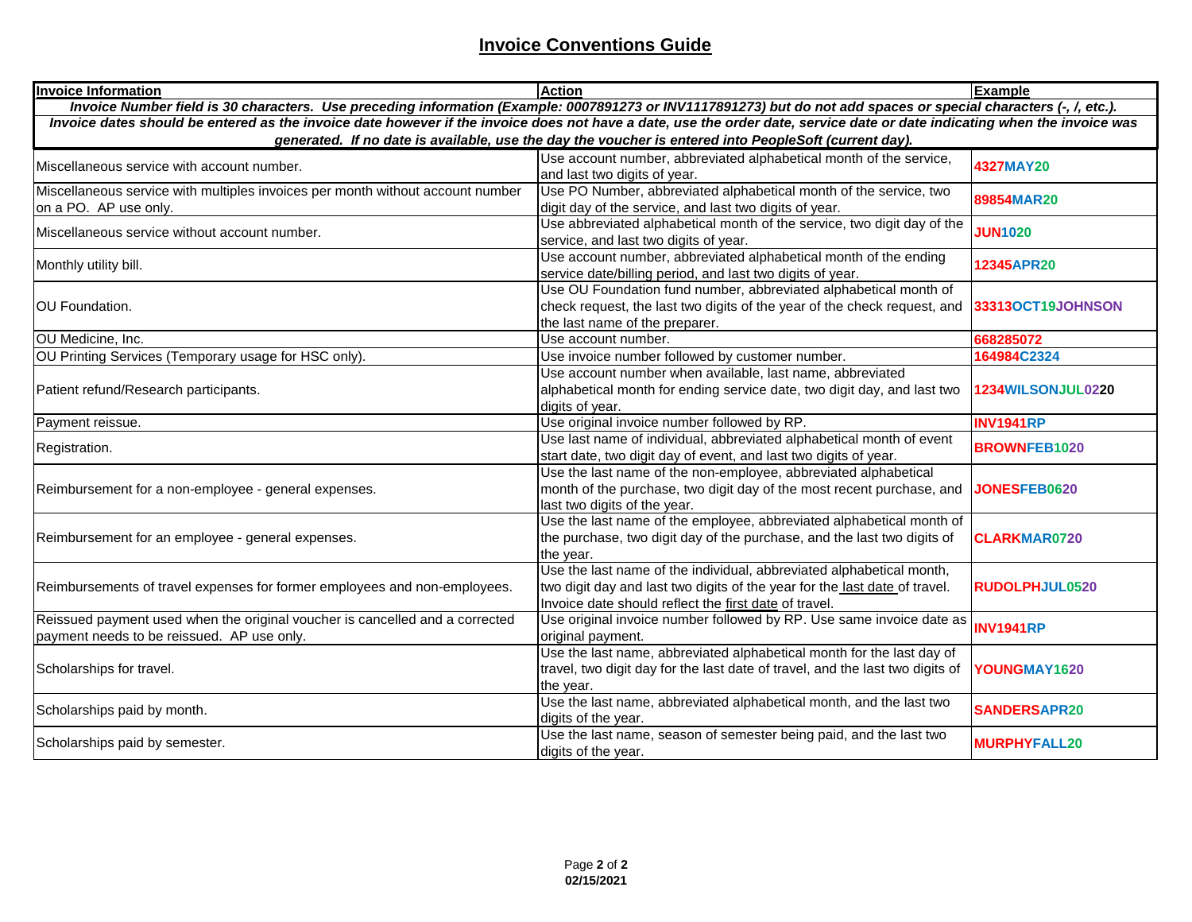# Invoice Conventions Guide

| Invoice Information | Action | Example |
| --- | --- | --- |
| *Invoice Number field is 30 characters. Use preceding information (Example: 0007891273 or INV1117891273) but do not add spaces or special characters (-, /, etc.).* | | |
| *Invoice dates should be entered as the invoice date however if the invoice does not have a date, use the order date, service date or date indicating when the invoice was generated. If no date is available, use the day the voucher is entered into PeopleSoft (current day).* | | |
| Miscellaneous service with account number. | Use account number, abbreviated alphabetical month of the service, and last two digits of year. | **4327MAY20** |
| Miscellaneous service with multiples invoices per month without account number on a PO. AP use only. | Use PO Number, abbreviated alphabetical month of the service, two digit day of the service, and last two digits of year. | **89854MAR20** |
| Miscellaneous service without account number. | Use abbreviated alphabetical month of the service, two digit day of the service, and last two digits of year. | **JUN1020** |
| Monthly utility bill. | Use account number, abbreviated alphabetical month of the ending service date/billing period, and last two digits of year. | **12345APR20** |
| OU Foundation. | Use OU Foundation fund number, abbreviated alphabetical month of check request, the last two digits of the year of the check request, and the last name of the preparer. | **33313OCT19JOHNSON** |
| OU Medicine, Inc. | Use account number. | **668285072** |
| OU Printing Services (Temporary usage for HSC only). | Use invoice number followed by customer number. | **164984C2324** |
| Patient refund/Research participants. | Use account number when available, last name, abbreviated alphabetical month for ending service date, two digit day, and last two digits of year. | **1234WILSONJUL0220** |
| Payment reissue. | Use original invoice number followed by RP. | **INV1941RP** |
| Registration. | Use last name of individual, abbreviated alphabetical month of event start date, two digit day of event, and last two digits of year. | **BROWNFEB1020** |
| Reimbursement for a non-employee - general expenses. | Use the last name of the non-employee, abbreviated alphabetical month of the purchase, two digit day of the most recent purchase, and last two digits of the year. | **JONESFEB0620** |
| Reimbursement for an employee - general expenses. | Use the last name of the employee, abbreviated alphabetical month of the purchase, two digit day of the purchase, and the last two digits of the year. | **CLARKMAR0720** |
| Reimbursements of travel expenses for former employees and non-employees. | Use the last name of the individual, abbreviated alphabetical month, two digit day and last two digits of the year for the last date of travel. Invoice date should reflect the first date of travel. | **RUDOLPHJUL0520** |
| Reissued payment used when the original voucher is cancelled and a corrected payment needs to be reissued. AP use only. | Use original invoice number followed by RP. Use same invoice date as original payment. | **INV1941RP** |
| Scholarships for travel. | Use the last name, abbreviated alphabetical month for the last day of travel, two digit day for the last date of travel, and the last two digits of the year. | **YOUNGMAY1620** |
| Scholarships paid by month. | Use the last name, abbreviated alphabetical month, and the last two digits of the year. | **SANDERSAPR20** |
| Scholarships paid by semester. | Use the last name, season of semester being paid, and the last two digits of the year. | **MURPHYFALL20** |

**02/15/2021**